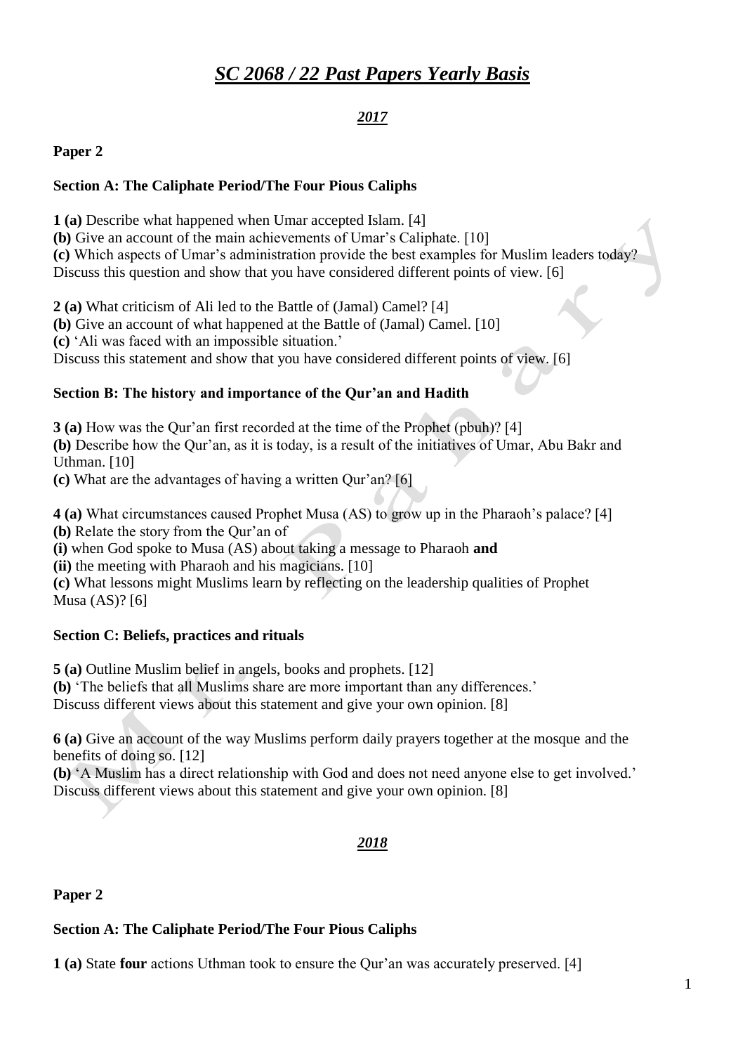# *SC 2068 / 22 Past Papers Yearly Basis*

## *2017*

**Paper 2**

**Section A: The Caliphate Period/The Four Pious Caliphs**

**1 (a)** Describe what happened when Umar accepted Islam. [4]
**(b)** Give an account of the main achievements of Umar's Caliphate. [10]
**(c)** Which aspects of Umar's administration provide the best examples for Muslim leaders today? Discuss this question and show that you have considered different points of view. [6]

**2 (a)** What criticism of Ali led to the Battle of (Jamal) Camel? [4]
**(b)** Give an account of what happened at the Battle of (Jamal) Camel. [10]
**(c)** 'Ali was faced with an impossible situation.'
Discuss this statement and show that you have considered different points of view. [6]

**Section B: The history and importance of the Qur'an and Hadith**

**3 (a)** How was the Qur'an first recorded at the time of the Prophet (pbuh)? [4]
**(b)** Describe how the Qur'an, as it is today, is a result of the initiatives of Umar, Abu Bakr and Uthman. [10]
**(c)** What are the advantages of having a written Qur'an? [6]

**4 (a)** What circumstances caused Prophet Musa (AS) to grow up in the Pharaoh's palace? [4]
**(b)** Relate the story from the Qur'an of
**(i)** when God spoke to Musa (AS) about taking a message to Pharaoh **and**
**(ii)** the meeting with Pharaoh and his magicians. [10]
**(c)** What lessons might Muslims learn by reflecting on the leadership qualities of Prophet Musa (AS)? [6]

**Section C: Beliefs, practices and rituals**

**5 (a)** Outline Muslim belief in angels, books and prophets. [12]
**(b)** 'The beliefs that all Muslims share are more important than any differences.'
Discuss different views about this statement and give your own opinion. [8]

**6 (a)** Give an account of the way Muslims perform daily prayers together at the mosque and the benefits of doing so. [12]
**(b)** 'A Muslim has a direct relationship with God and does not need anyone else to get involved.'
Discuss different views about this statement and give your own opinion. [8]

## *2018*

**Paper 2**

**Section A: The Caliphate Period/The Four Pious Caliphs**

**1 (a)** State **four** actions Uthman took to ensure the Qur'an was accurately preserved. [4]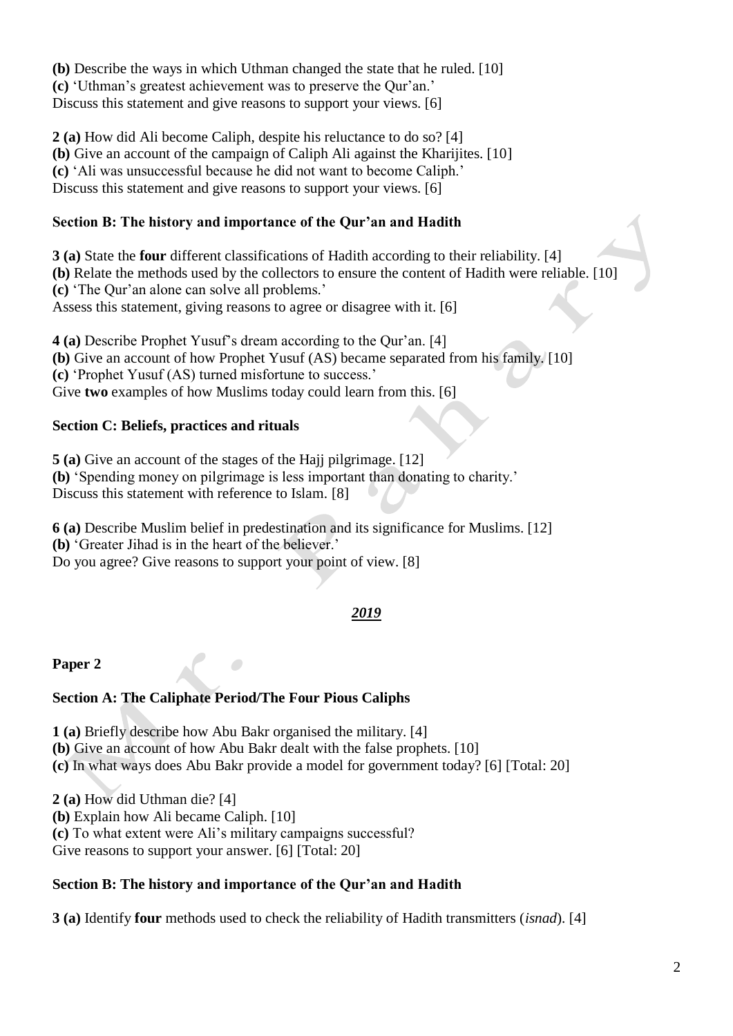**(b)** Describe the ways in which Uthman changed the state that he ruled. [10]
**(c)** 'Uthman's greatest achievement was to preserve the Qur'an.'
Discuss this statement and give reasons to support your views. [6]

**2 (a)** How did Ali become Caliph, despite his reluctance to do so? [4]
**(b)** Give an account of the campaign of Caliph Ali against the Kharijites. [10]
**(c)** 'Ali was unsuccessful because he did not want to become Caliph.'
Discuss this statement and give reasons to support your views. [6]

**Section B: The history and importance of the Qur'an and Hadith**

**3 (a)** State the **four** different classifications of Hadith according to their reliability. [4]
**(b)** Relate the methods used by the collectors to ensure the content of Hadith were reliable. [10]
**(c)** 'The Qur'an alone can solve all problems.'
Assess this statement, giving reasons to agree or disagree with it. [6]

**4 (a)** Describe Prophet Yusuf's dream according to the Qur'an. [4]
**(b)** Give an account of how Prophet Yusuf (AS) became separated from his family. [10]
**(c)** 'Prophet Yusuf (AS) turned misfortune to success.'
Give **two** examples of how Muslims today could learn from this. [6]

**Section C: Beliefs, practices and rituals**

**5 (a)** Give an account of the stages of the Hajj pilgrimage. [12]
**(b)** 'Spending money on pilgrimage is less important than donating to charity.'
Discuss this statement with reference to Islam. [8]

**6 (a)** Describe Muslim belief in predestination and its significance for Muslims. [12]
**(b)** 'Greater Jihad is in the heart of the believer.'
Do you agree? Give reasons to support your point of view. [8]

***2019***

**Paper 2**

**Section A: The Caliphate Period/The Four Pious Caliphs**

**1 (a)** Briefly describe how Abu Bakr organised the military. [4]
**(b)** Give an account of how Abu Bakr dealt with the false prophets. [10]
**(c)** In what ways does Abu Bakr provide a model for government today? [6] [Total: 20]

**2 (a)** How did Uthman die? [4]
**(b)** Explain how Ali became Caliph. [10]
**(c)** To what extent were Ali's military campaigns successful?
Give reasons to support your answer. [6] [Total: 20]

**Section B: The history and importance of the Qur'an and Hadith**

**3 (a)** Identify **four** methods used to check the reliability of Hadith transmitters (*isnad*). [4]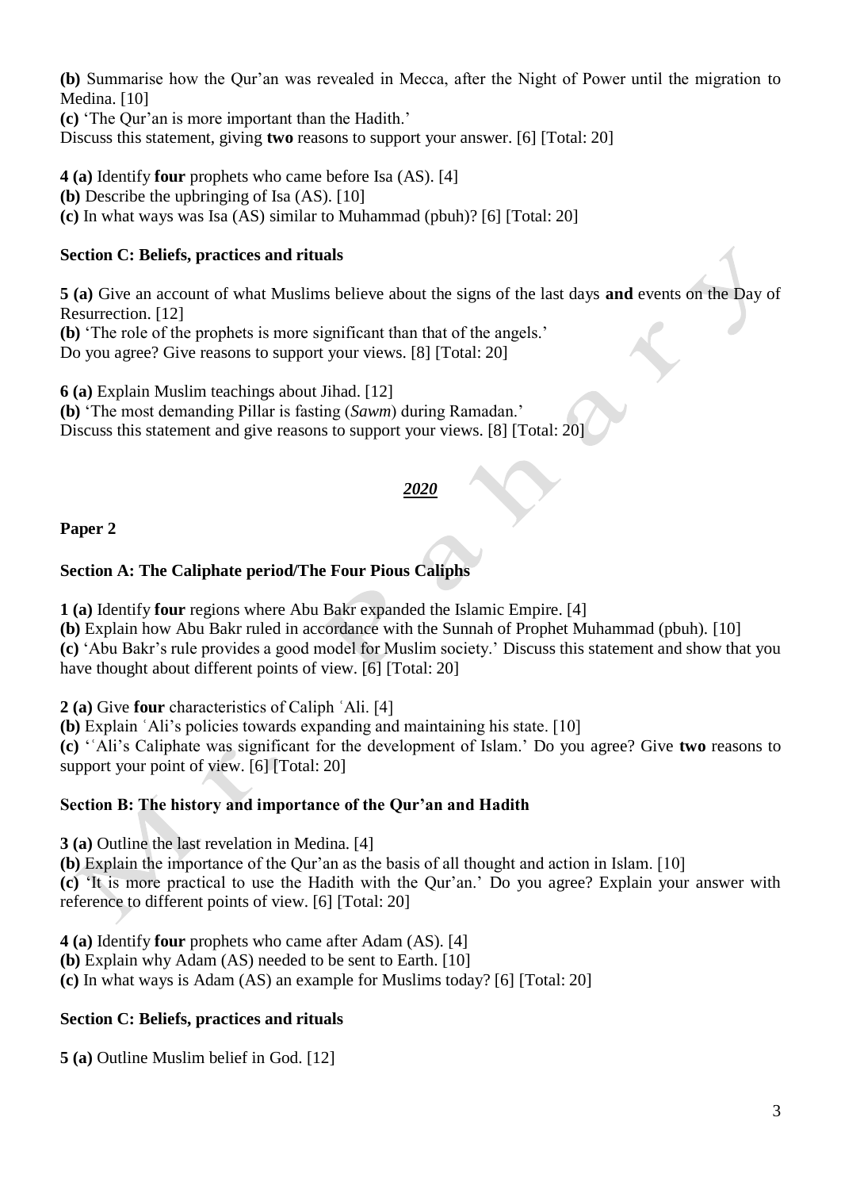**(b)** Summarise how the Qur'an was revealed in Mecca, after the Night of Power until the migration to Medina. [10]

**(c)** 'The Qur'an is more important than the Hadith.'

Discuss this statement, giving **two** reasons to support your answer. [6] [Total: 20]

**4 (a)** Identify **four** prophets who came before Isa (AS). [4]

**(b)** Describe the upbringing of Isa (AS). [10]

**(c)** In what ways was Isa (AS) similar to Muhammad (pbuh)? [6] [Total: 20]

**Section C: Beliefs, practices and rituals**

**5 (a)** Give an account of what Muslims believe about the signs of the last days **and** events on the Day of Resurrection. [12]

**(b)** 'The role of the prophets is more significant than that of the angels.'

Do you agree? Give reasons to support your views. [8] [Total: 20]

**6 (a)** Explain Muslim teachings about Jihad. [12]

**(b)** 'The most demanding Pillar is fasting (*Sawm*) during Ramadan.'

Discuss this statement and give reasons to support your views. [8] [Total: 20]

## *2020*

**Paper 2**

**Section A: The Caliphate period/The Four Pious Caliphs**

**1 (a)** Identify **four** regions where Abu Bakr expanded the Islamic Empire. [4]

**(b)** Explain how Abu Bakr ruled in accordance with the Sunnah of Prophet Muhammad (pbuh). [10]

**(c)** 'Abu Bakr's rule provides a good model for Muslim society.' Discuss this statement and show that you have thought about different points of view. [6] [Total: 20]

**2 (a)** Give **four** characteristics of Caliph ʿAli. [4]

**(b)** Explain ʿAli's policies towards expanding and maintaining his state. [10]

**(c)** 'ʿAli's Caliphate was significant for the development of Islam.' Do you agree? Give **two** reasons to support your point of view. [6] [Total: 20]

**Section B: The history and importance of the Qur'an and Hadith**

**3 (a)** Outline the last revelation in Medina. [4]

**(b)** Explain the importance of the Qur'an as the basis of all thought and action in Islam. [10]

**(c)** 'It is more practical to use the Hadith with the Qur'an.' Do you agree? Explain your answer with reference to different points of view. [6] [Total: 20]

**4 (a)** Identify **four** prophets who came after Adam (AS). [4]

**(b)** Explain why Adam (AS) needed to be sent to Earth. [10]

**(c)** In what ways is Adam (AS) an example for Muslims today? [6] [Total: 20]

**Section C: Beliefs, practices and rituals**

**5 (a)** Outline Muslim belief in God. [12]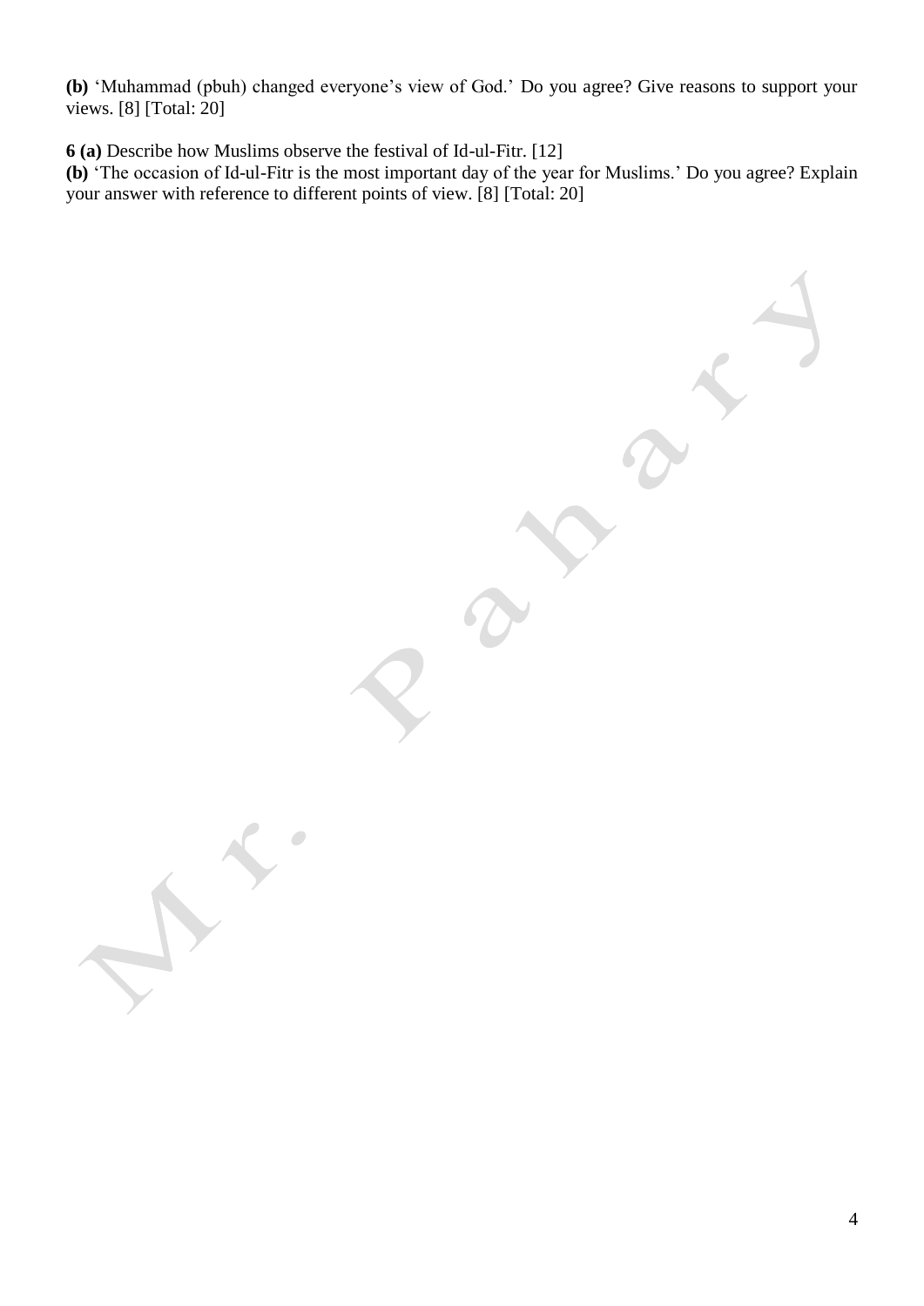**(b)** 'Muhammad (pbuh) changed everyone's view of God.' Do you agree? Give reasons to support your views. [8] [Total: 20]

**6 (a)** Describe how Muslims observe the festival of Id-ul-Fitr. [12]

**(b)** 'The occasion of Id-ul-Fitr is the most important day of the year for Muslims.' Do you agree? Explain your answer with reference to different points of view. [8] [Total: 20]